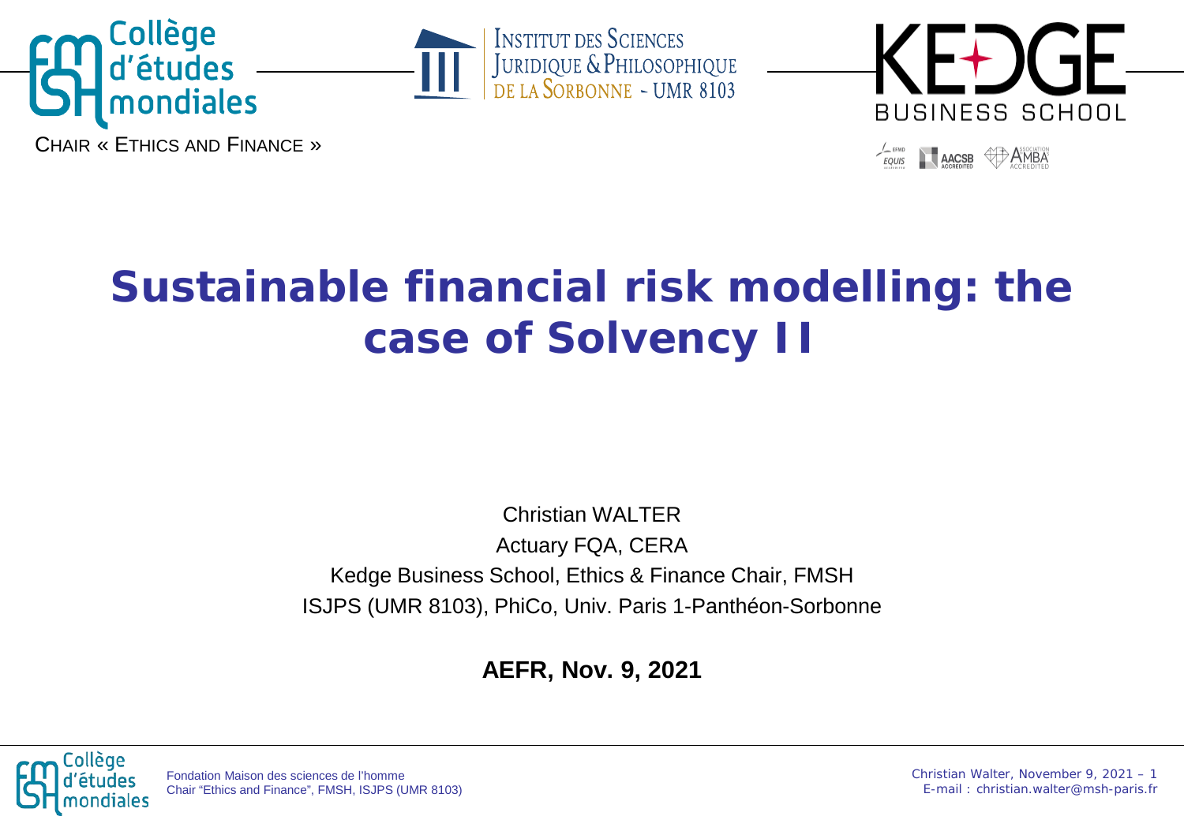Collège d'études mondiales

CHAIR « ETHICS AND FINANCE »

INSTITUT DES SCIENCES JURIDIQUE & PHILOSOPHIQUE DE LA SORBONNE ~ UMR 8103

KEDGE BUSINESS SCHOOL

# Sustainable financial risk modelling: the case of Solvency II

Christian WALTER

Actuary FQA, CERA

Kedge Business School, Ethics & Finance Chair, FMSH

ISJPS (UMR 8103), PhiCo, Univ. Paris 1-Panthéon-Sorbonne

**AEFR, Nov. 9, 2021**

Fondation Maison des sciences de l'homme
Chair "Ethics and Finance", FMSH, ISJPS (UMR 8103)

E-mail : christian.walter@msh-paris.fr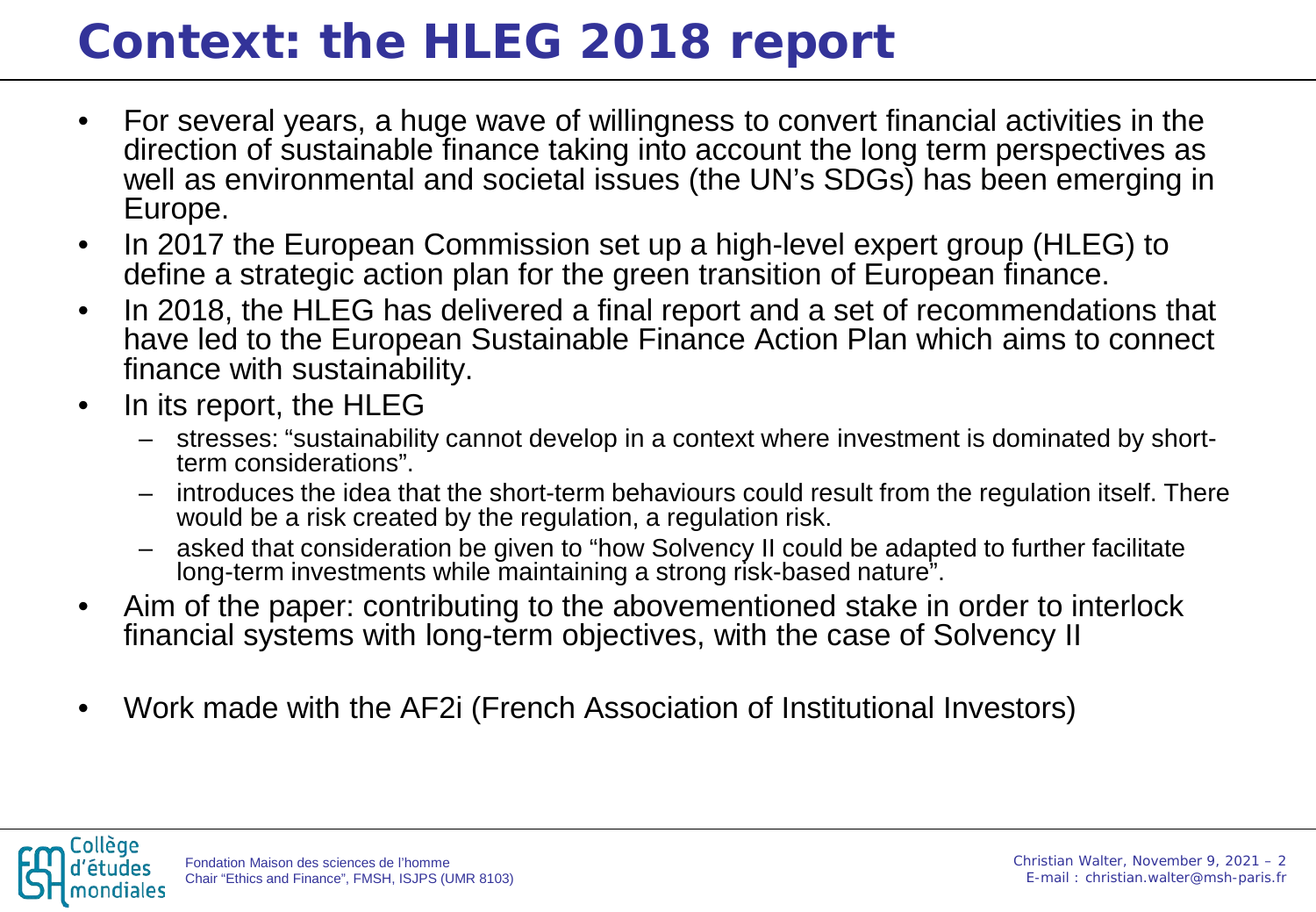# Context: the HLEG 2018 report

- For several years, a huge wave of willingness to convert financial activities in the direction of sustainable finance taking into account the long term perspectives as well as environmental and societal issues (the UN's SDGs) has been emerging in Europe.
- In 2017 the European Commission set up a high-level expert group (HLEG) to define a strategic action plan for the green transition of European finance.
- In 2018, the HLEG has delivered a final report and a set of recommendations that have led to the European Sustainable Finance Action Plan which aims to connect finance with sustainability.
- In its report, the HLEG
  - stresses: "sustainability cannot develop in a context where investment is dominated by short-term considerations".
  - introduces the idea that the short-term behaviours could result from the regulation itself. There would be a risk created by the regulation, a regulation risk.
  - asked that consideration be given to "how Solvency II could be adapted to further facilitate long-term investments while maintaining a strong risk-based nature".
- Aim of the paper: contributing to the abovementioned stake in order to interlock financial systems with long-term objectives, with the case of Solvency II
- Work made with the AF2i (French Association of Institutional Investors)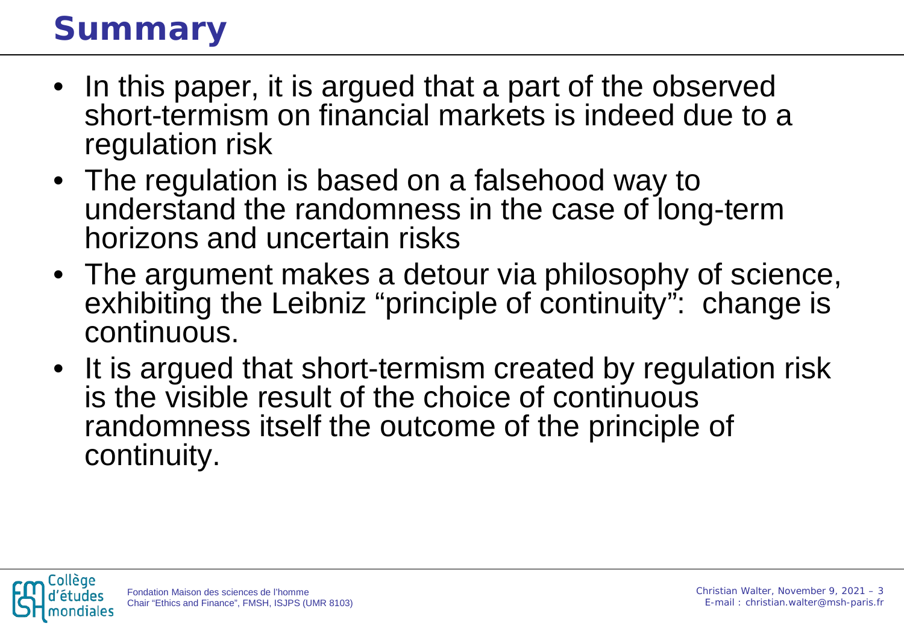# Summary

- In this paper, it is argued that a part of the observed short-termism on financial markets is indeed due to a regulation risk
- The regulation is based on a falsehood way to understand the randomness in the case of long-term horizons and uncertain risks
- The argument makes a detour via philosophy of science, exhibiting the Leibniz "principle of continuity": change is continuous.
- It is argued that short-termism created by regulation risk is the visible result of the choice of continuous randomness itself the outcome of the principle of continuity.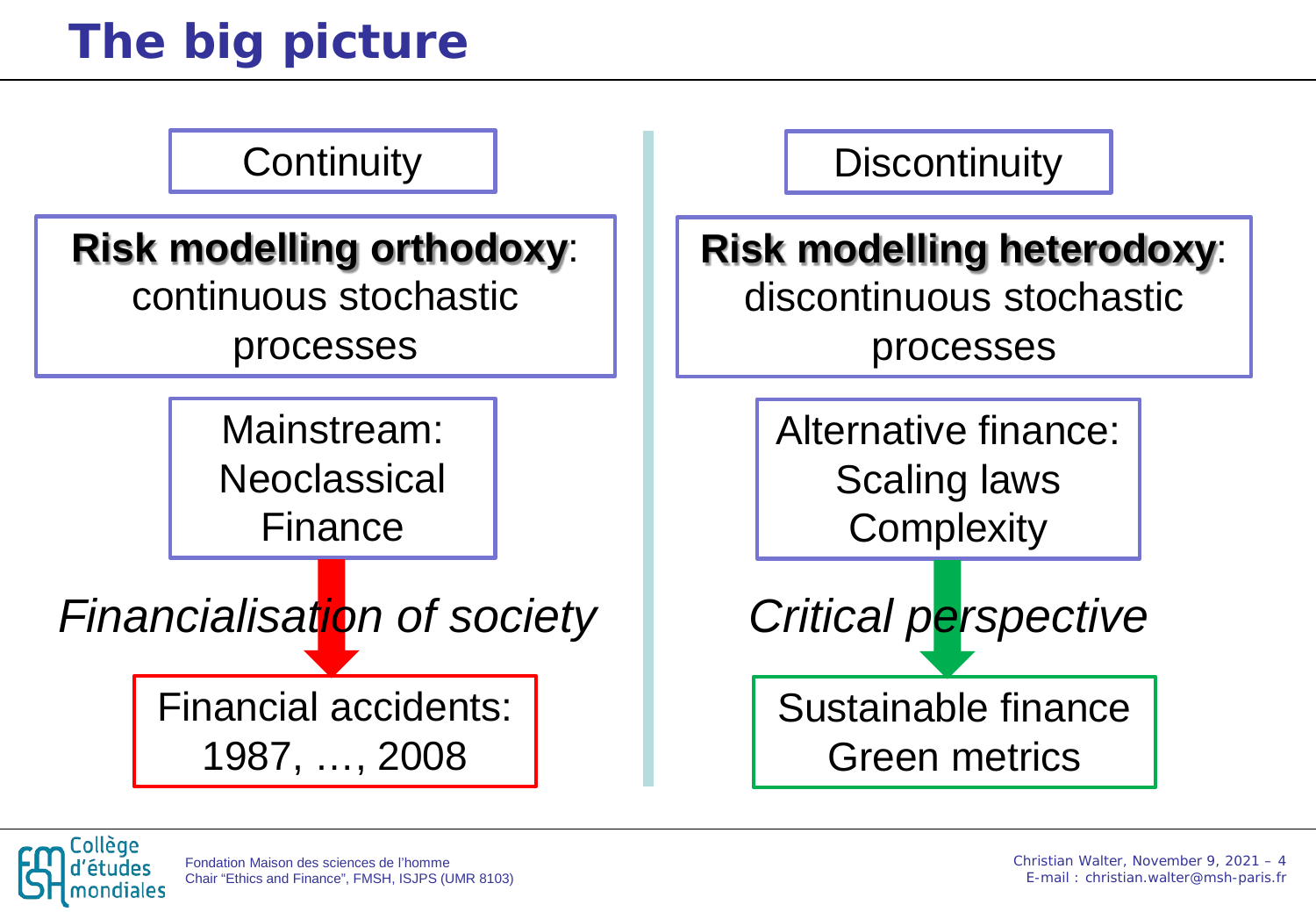# The big picture

| Continuity | Discontinuity |
| --- | --- |
| **Risk modelling orthodoxy**: continuous stochastic processes | **Risk modelling heterodoxy**: discontinuous stochastic processes |
| Mainstream: Neoclassical Finance | Alternative finance: Scaling laws Complexity |
| *Financialisation of society* | *Critical perspective* |
| Financial accidents: 1987, …, 2008 | Sustainable finance Green metrics |

Fondation Maison des sciences de l'homme
Chair "Ethics and Finance", FMSH, ISJPS (UMR 8103)

Christian Walter, November 9, 2021
E-mail : christian.walter@msh-paris.fr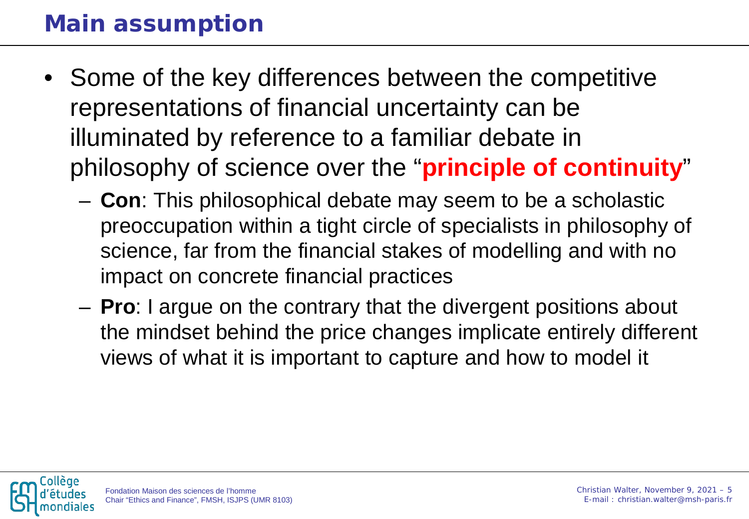# Main assumption

- Some of the key differences between the competitive representations of financial uncertainty can be illuminated by reference to a familiar debate in philosophy of science over the "**principle of continuity**"
  - **Con**: This philosophical debate may seem to be a scholastic preoccupation within a tight circle of specialists in philosophy of science, far from the financial stakes of modelling and with no impact on concrete financial practices
  - **Pro**: I argue on the contrary that the divergent positions about the mindset behind the price changes implicate entirely different views of what it is important to capture and how to model it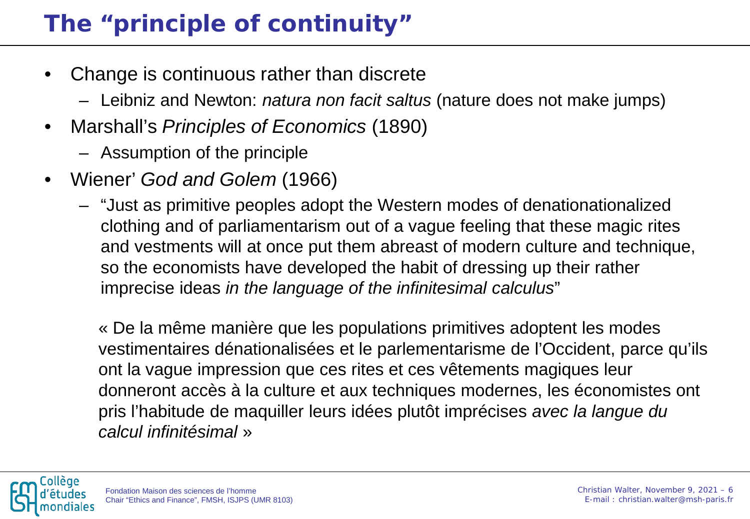# The "principle of continuity"

- Change is continuous rather than discrete
  - Leibniz and Newton: *natura non facit saltus* (nature does not make jumps)
- Marshall's *Principles of Economics* (1890)
  - Assumption of the principle
- Wiener' *God and Golem* (1966)
  - "Just as primitive peoples adopt the Western modes of denationationalized clothing and of parliamentarism out of a vague feeling that these magic rites and vestments will at once put them abreast of modern culture and technique, so the economists have developed the habit of dressing up their rather imprecise ideas *in the language of the infinitesimal calculus*"

  « De la même manière que les populations primitives adoptent les modes vestimentaires dénationalisées et le parlementarisme de l'Occident, parce qu'ils ont la vague impression que ces rites et ces vêtements magiques leur donneront accès à la culture et aux techniques modernes, les économistes ont pris l'habitude de maquiller leurs idées plutôt imprécises *avec la langue du calcul infinitésimal* »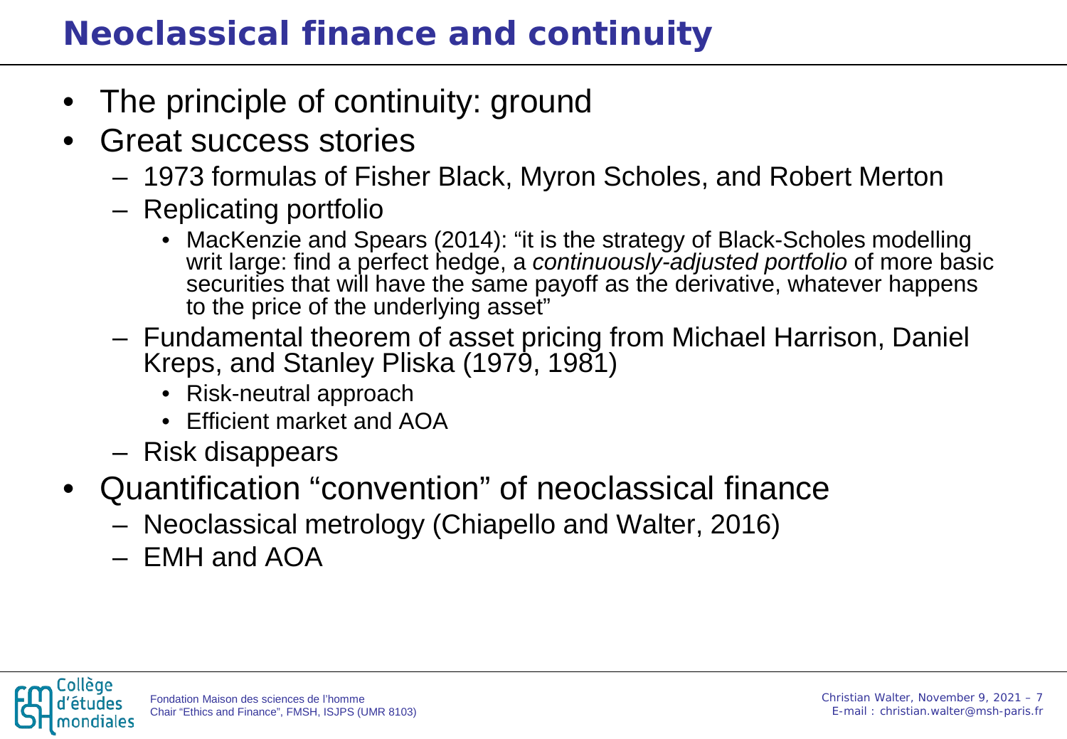# Neoclassical finance and continuity

- The principle of continuity: ground
- Great success stories
  - 1973 formulas of Fisher Black, Myron Scholes, and Robert Merton
  - Replicating portfolio
    - MacKenzie and Spears (2014): "it is the strategy of Black-Scholes modelling writ large: find a perfect hedge, a *continuously-adjusted portfolio* of more basic securities that will have the same payoff as the derivative, whatever happens to the price of the underlying asset"
  - Fundamental theorem of asset pricing from Michael Harrison, Daniel Kreps, and Stanley Pliska (1979, 1981)
    - Risk-neutral approach
    - Efficient market and AOA
  - Risk disappears
- Quantification "convention" of neoclassical finance
  - Neoclassical metrology (Chiapello and Walter, 2016)
  - EMH and AOA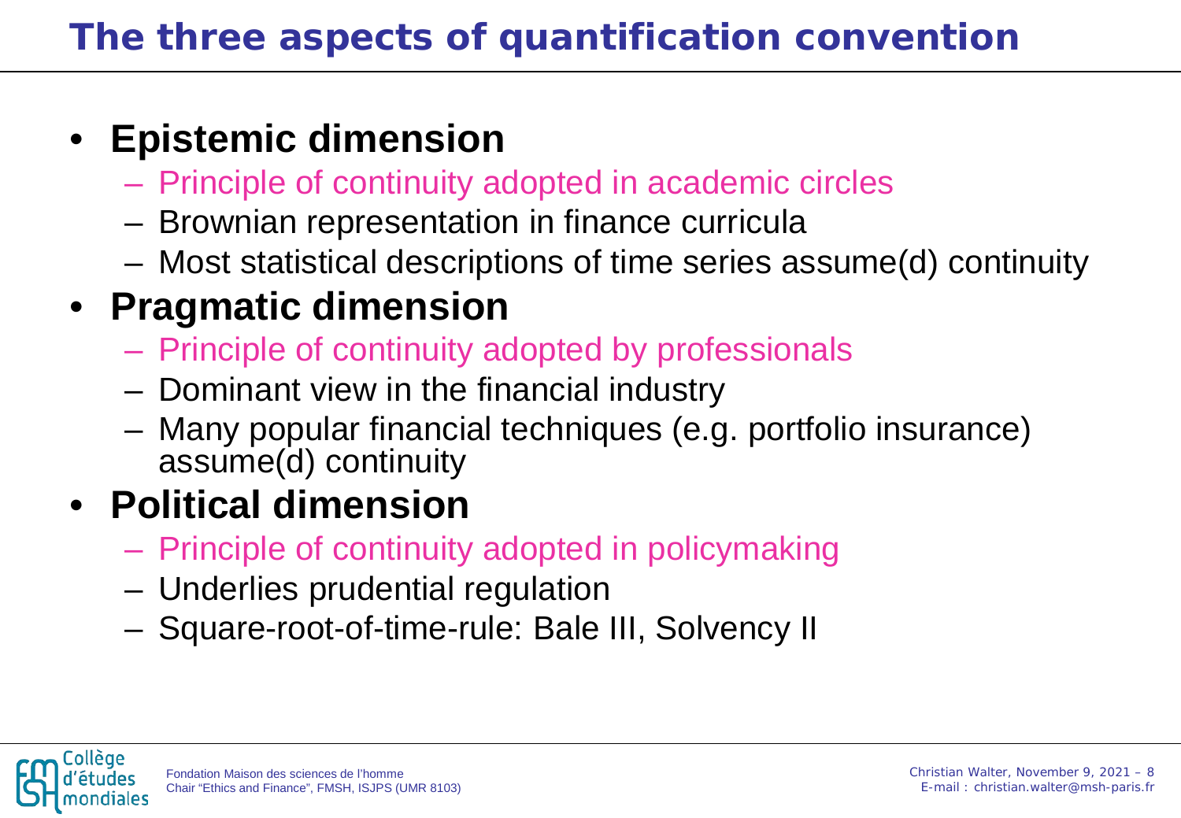# The three aspects of quantification convention

- **Epistemic dimension**
  - Principle of continuity adopted in academic circles
  - Brownian representation in finance curricula
  - Most statistical descriptions of time series assume(d) continuity
- **Pragmatic dimension**
  - Principle of continuity adopted by professionals
  - Dominant view in the financial industry
  - Many popular financial techniques (e.g. portfolio insurance) assume(d) continuity
- **Political dimension**
  - Principle of continuity adopted in policymaking
  - Underlies prudential regulation
  - Square-root-of-time-rule: Bale III, Solvency II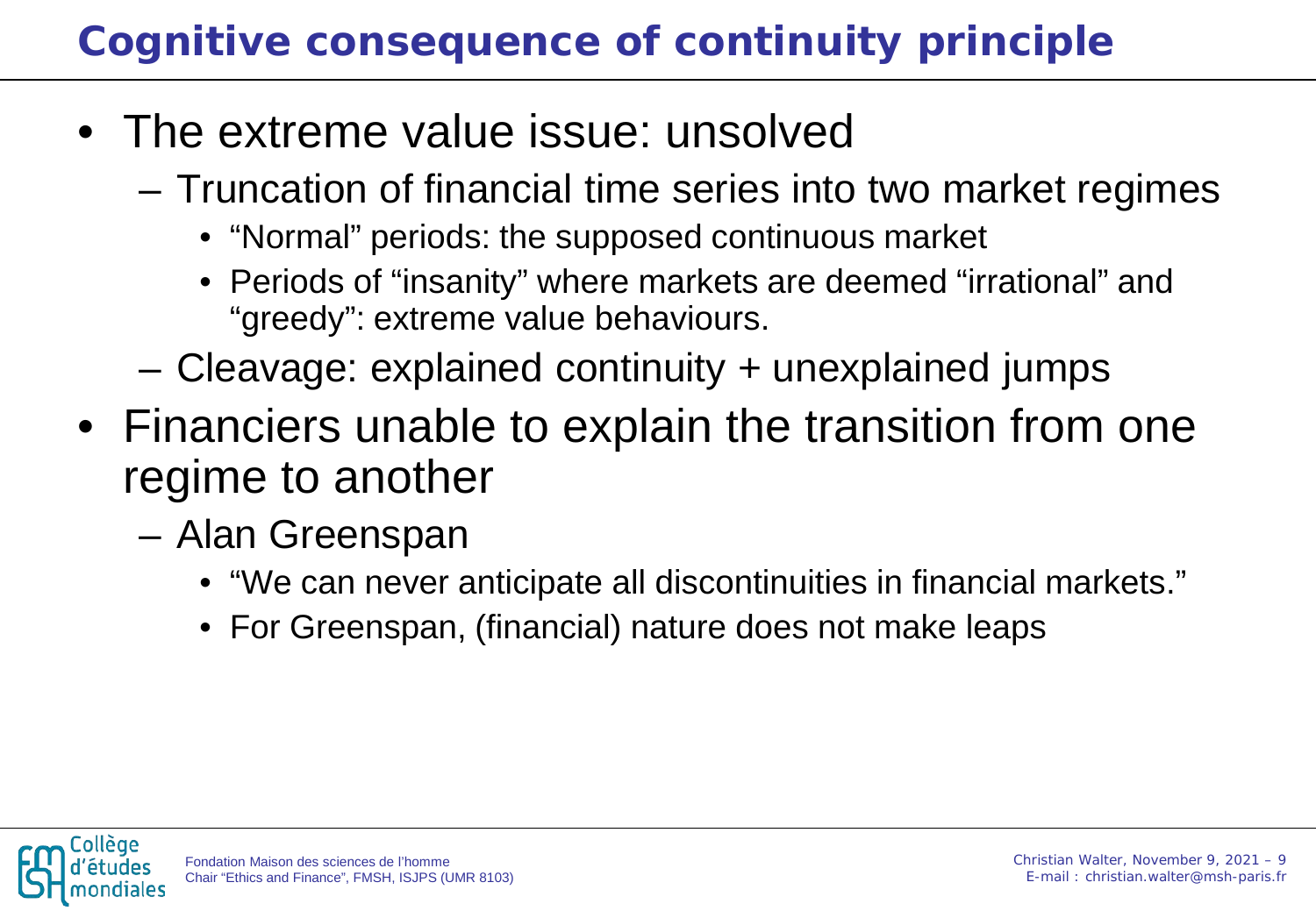# Cognitive consequence of continuity principle

- The extreme value issue: unsolved
  - Truncation of financial time series into two market regimes
    - "Normal" periods: the supposed continuous market
    - Periods of "insanity" where markets are deemed "irrational" and "greedy": extreme value behaviours.
  - Cleavage: explained continuity + unexplained jumps
- Financiers unable to explain the transition from one regime to another
  - Alan Greenspan
    - "We can never anticipate all discontinuities in financial markets."
    - For Greenspan, (financial) nature does not make leaps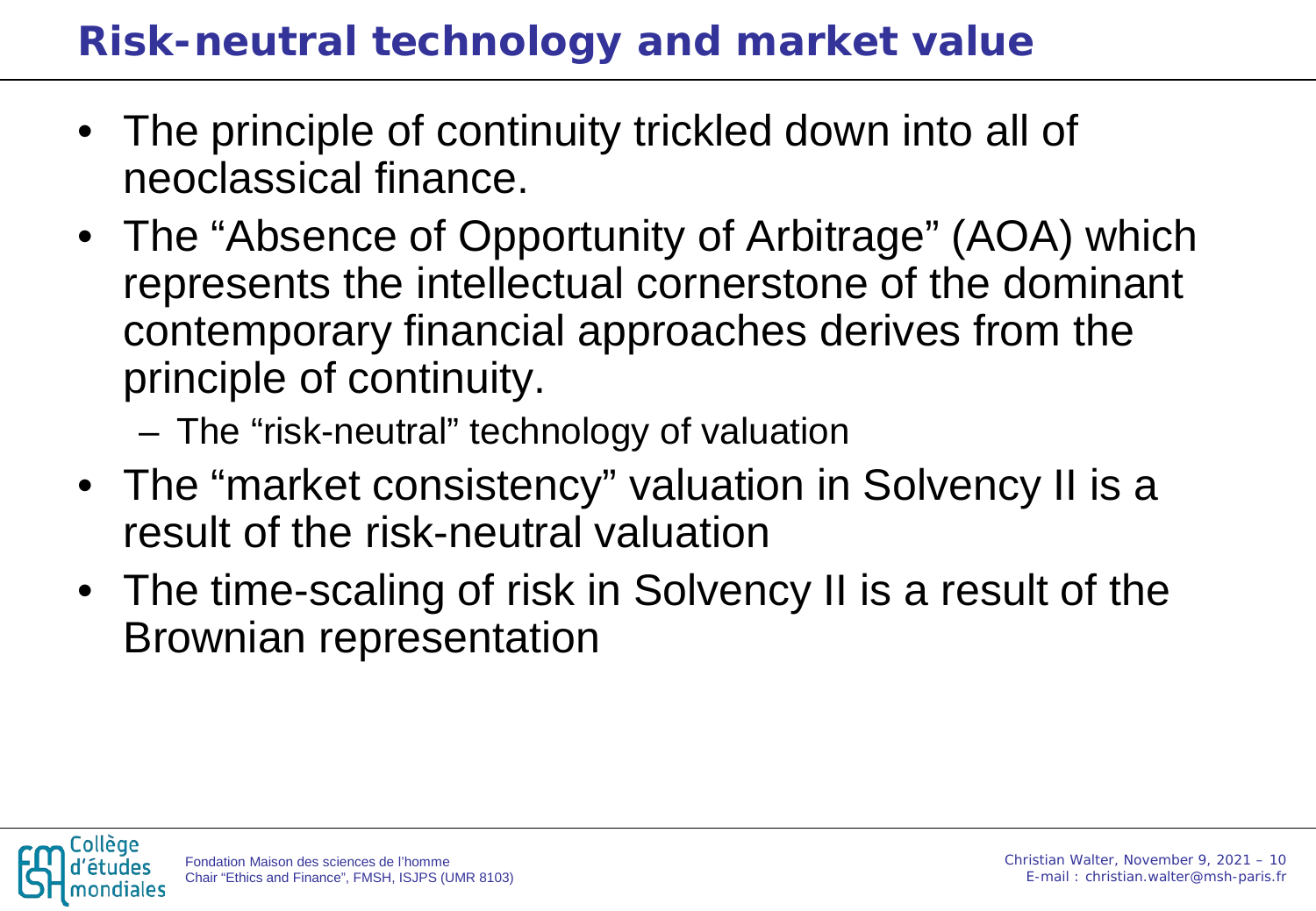# Risk-neutral technology and market value

- The principle of continuity trickled down into all of neoclassical finance.
- The "Absence of Opportunity of Arbitrage" (AOA) which represents the intellectual cornerstone of the dominant contemporary financial approaches derives from the principle of continuity.
  - The "risk-neutral" technology of valuation
- The "market consistency" valuation in Solvency II is a result of the risk-neutral valuation
- The time-scaling of risk in Solvency II is a result of the Brownian representation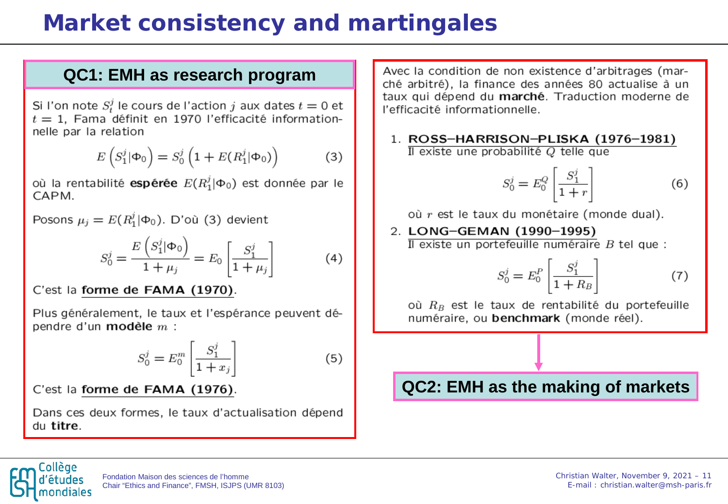# Market consistency and martingales

## QC1: EMH as research program

Si l'on note $S_t^j$ le cours de l'action $j$ aux dates $t = 0$ et $t = 1$, Fama définit en 1970 l'efficacité informationnelle par la relation

$$E\left(S_1^j|\Phi_0\right) = S_0^j\left(1 + E(R_1^j|\Phi_0)\right) \qquad (3)$$

où la rentabilité **espérée** $E(R_1^j|\Phi_0)$ est donnée par le CAPM.

Posons $\mu_j = E(R_1^j|\Phi_0)$. D'où (3) devient

$$S_0^j = \frac{E\left(S_1^j|\Phi_0\right)}{1+\mu_j} = E_0\left[\frac{S_1^j}{1+\mu_j}\right] \qquad (4)$$

C'est la **forme de FAMA (1970)**.

Plus généralement, le taux et l'espérance peuvent dépendre d'un **modèle** $m$ :

$$S_0^j = E_0^m\left[\frac{S_1^j}{1+x_j}\right] \qquad (5)$$

C'est la **forme de FAMA (1976)**.

Dans ces deux formes, le taux d'actualisation dépend du **titre**.

Avec la condition de non existence d'arbitrages (marché arbitré), la finance des années 80 actualise à un taux qui dépend du **marché**. Traduction moderne de l'efficacité informationnelle.

1. **ROSS–HARRISON–PLISKA (1976–1981)**
   Il existe une probabilité $Q$ telle que

   $$S_0^j = E_0^Q\left[\frac{S_1^j}{1+r}\right] \qquad (6)$$

   où $r$ est le taux du monétaire (monde dual).

2. **LONG–GEMAN (1990–1995)**
   Il existe un portefeuille numéraire $B$ tel que :

   $$S_0^j = E_0^P\left[\frac{S_1^j}{1+R_B}\right] \qquad (7)$$

   où $R_B$ est le taux de rentabilité du portefeuille numéraire, ou **benchmark** (monde réel).

## QC2: EMH as the making of markets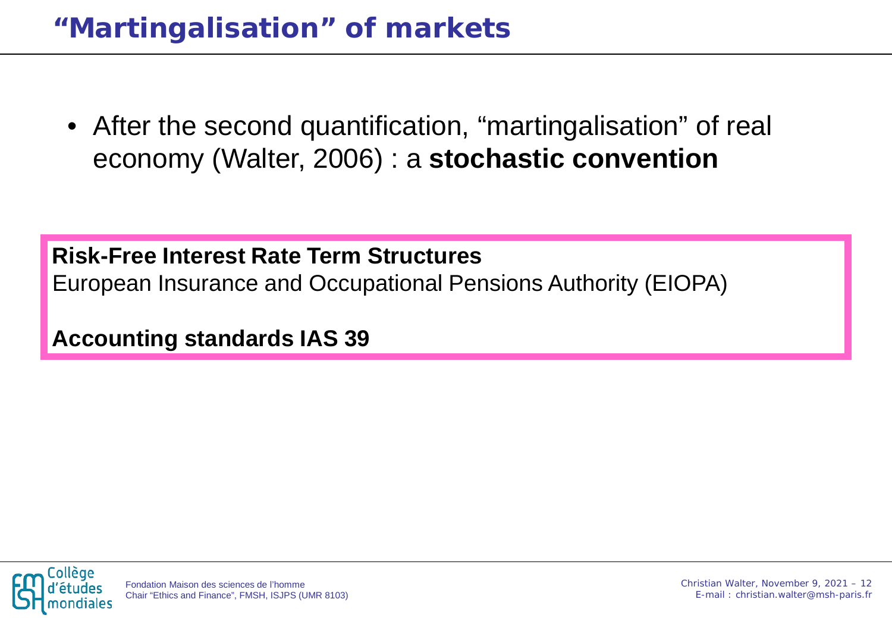# "Martingalisation" of markets

- After the second quantification, "martingalisation" of real economy (Walter, 2006) : a **stochastic convention**

**Risk-Free Interest Rate Term Structures**
European Insurance and Occupational Pensions Authority (EIOPA)

**Accounting standards IAS 39**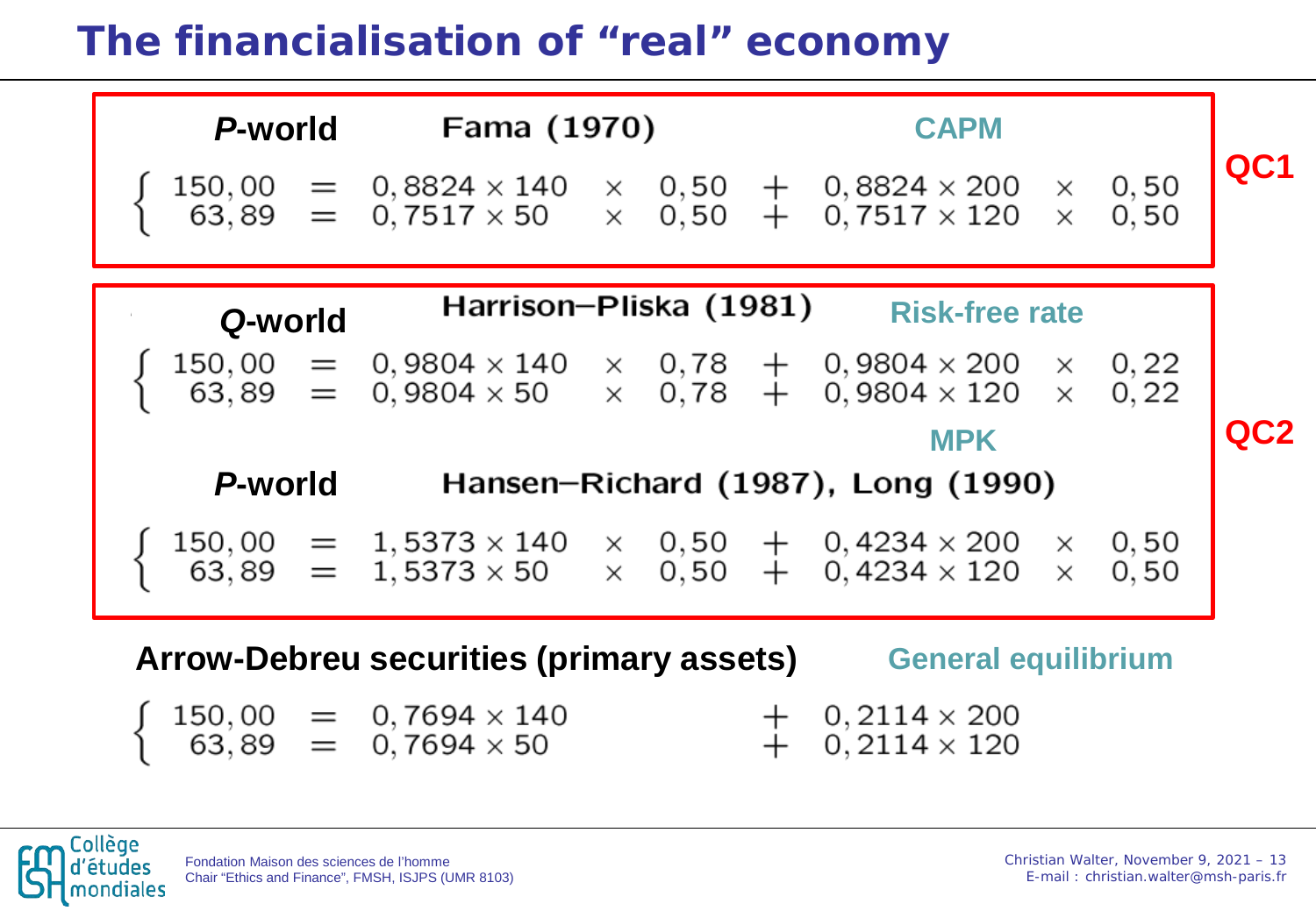# The financialisation of "real" economy

**QC1**

***P*-world** — Fama (1970) — CAPM

$$
\begin{cases}
150,00 = 0,8824 \times 140 \times 0,50 + 0,8824 \times 200 \times 0,50 \\
63,89 = 0,7517 \times 50 \times 0,50 + 0,7517 \times 120 \times 0,50
\end{cases}
$$

**QC2**

***Q*-world** — Harrison–Pliska (1981) — Risk-free rate

$$
\begin{cases}
150,00 = 0,9804 \times 140 \times 0,78 + 0,9804 \times 200 \times 0,22 \\
63,89 = 0,9804 \times 50 \times 0,78 + 0,9804 \times 120 \times 0,22
\end{cases}
$$

***P*-world** — Hansen–Richard (1987), Long (1990) — MPK

$$
\begin{cases}
150,00 = 1,5373 \times 140 \times 0,50 + 0,4234 \times 200 \times 0,50 \\
63,89 = 1,5373 \times 50 \times 0,50 + 0,4234 \times 120 \times 0,50
\end{cases}
$$

**Arrow-Debreu securities (primary assets)** — General equilibrium

$$
\begin{cases}
150,00 = 0,7694 \times 140 + 0,2114 \times 200 \\
63,89 = 0,7694 \times 50 + 0,2114 \times 120
\end{cases}
$$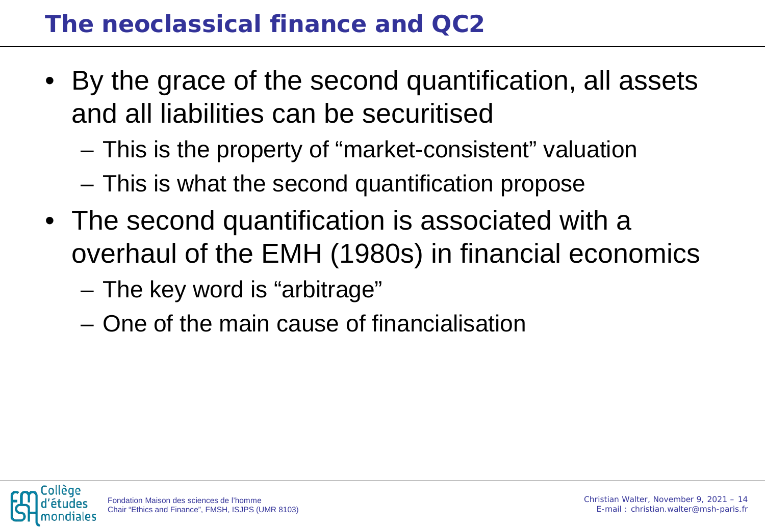# The neoclassical finance and QC2

- By the grace of the second quantification, all assets and all liabilities can be securitised
  - This is the property of "market-consistent" valuation
  - This is what the second quantification propose
- The second quantification is associated with a overhaul of the EMH (1980s) in financial economics
  - The key word is "arbitrage"
  - One of the main cause of financialisation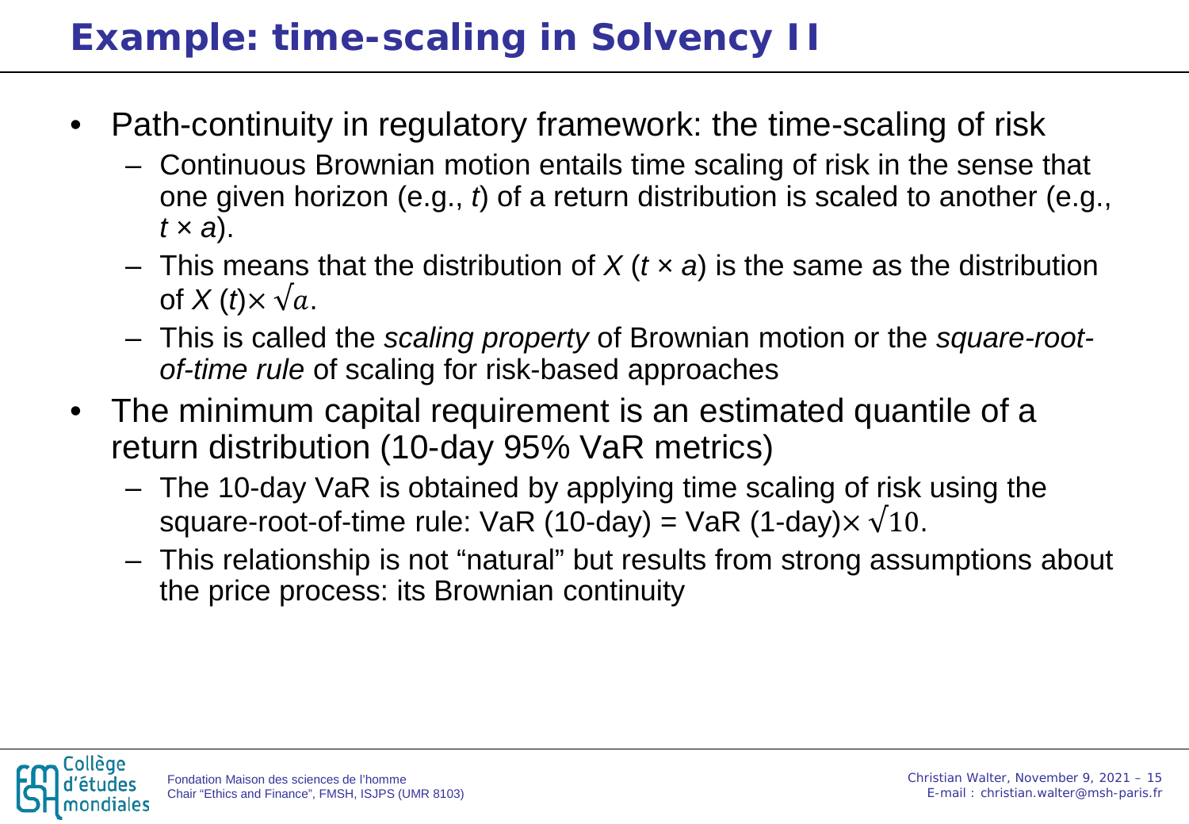# Example: time-scaling in Solvency II

- Path-continuity in regulatory framework: the time-scaling of risk
  - Continuous Brownian motion entails time scaling of risk in the sense that one given horizon (e.g., $t$) of a return distribution is scaled to another (e.g., $t \times a$).
  - This means that the distribution of $X(t \times a)$ is the same as the distribution of $X(t) \times \sqrt{a}$.
  - This is called the *scaling property* of Brownian motion or the *square-root-of-time rule* of scaling for risk-based approaches
- The minimum capital requirement is an estimated quantile of a return distribution (10-day 95% VaR metrics)
  - The 10-day VaR is obtained by applying time scaling of risk using the square-root-of-time rule: VaR (10-day) = VaR (1-day)$\times \sqrt{10}$.
  - This relationship is not “natural” but results from strong assumptions about the price process: its Brownian continuity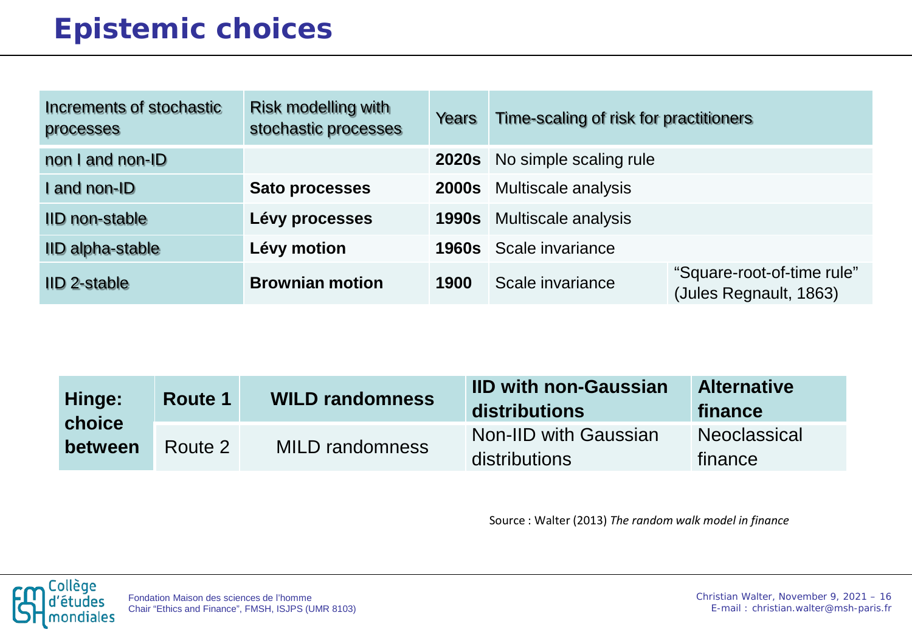# Epistemic choices

| Increments of stochastic processes | Risk modelling with stochastic processes | Years | Time-scaling of risk for practitioners | |
|---|---|---|---|---|
| non I and non-ID | | **2020s** | No simple scaling rule | |
| I and non-ID | **Sato processes** | **2000s** | Multiscale analysis | |
| IID non-stable | **Lévy processes** | **1990s** | Multiscale analysis | |
| IID alpha-stable | **Lévy motion** | **1960s** | Scale invariance | |
| IID 2-stable | **Brownian motion** | **1900** | Scale invariance | "Square-root-of-time rule" (Jules Regnault, 1863) |

| Hinge: choice between | Route | Randomness | Distributions | Finance |
|---|---|---|---|---|
| | **Route 1** | **WILD randomness** | **IID with non-Gaussian distributions** | **Alternative finance** |
| | Route 2 | MILD randomness | Non-IID with Gaussian distributions | Neoclassical finance |

Source : Walter (2013) *The random walk model in finance*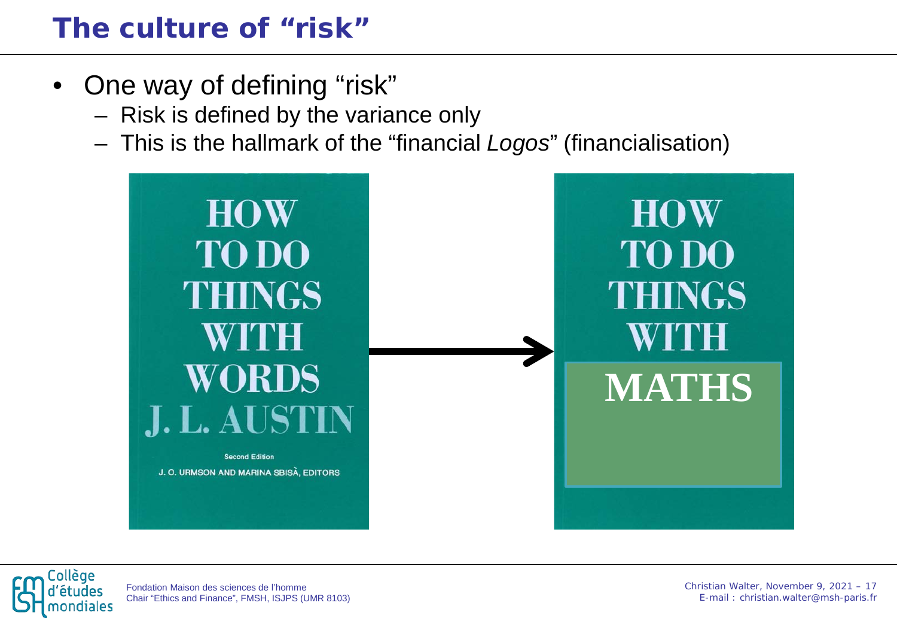# The culture of "risk"

- One way of defining "risk"
  - Risk is defined by the variance only
  - This is the hallmark of the "financial *Logos*" (financialisation)

HOW TO DO THINGS WITH WORDS
J. L. AUSTIN
Second Edition
J. O. URMSON AND MARINA SBISÀ, EDITORS

→

HOW TO DO THINGS WITH MATHS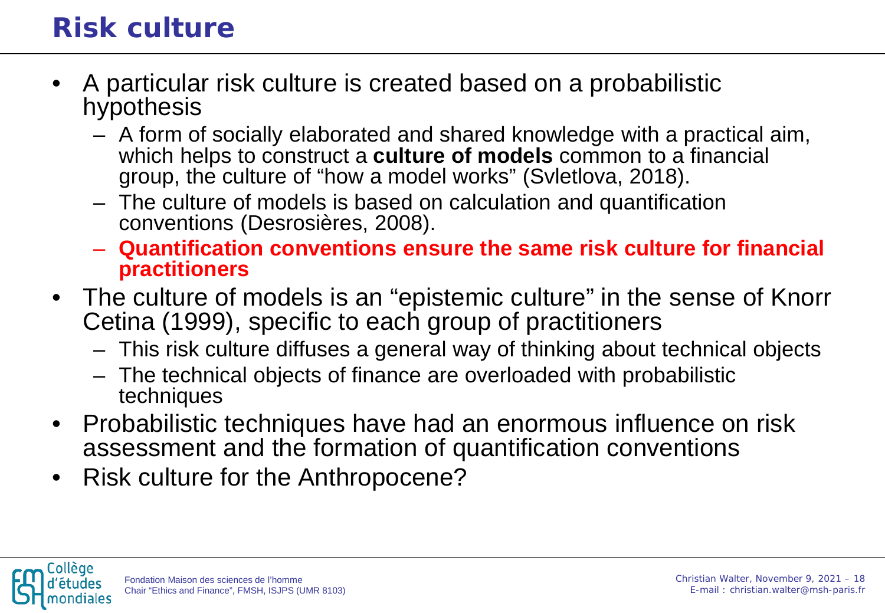# Risk culture

- A particular risk culture is created based on a probabilistic hypothesis
  - A form of socially elaborated and shared knowledge with a practical aim, which helps to construct a **culture of models** common to a financial group, the culture of "how a model works" (Svletlova, 2018).
  - The culture of models is based on calculation and quantification conventions (Desrosières, 2008).
  - **Quantification conventions ensure the same risk culture for financial practitioners**
- The culture of models is an "epistemic culture" in the sense of Knorr Cetina (1999), specific to each group of practitioners
  - This risk culture diffuses a general way of thinking about technical objects
  - The technical objects of finance are overloaded with probabilistic techniques
- Probabilistic techniques have had an enormous influence on risk assessment and the formation of quantification conventions
- Risk culture for the Anthropocene?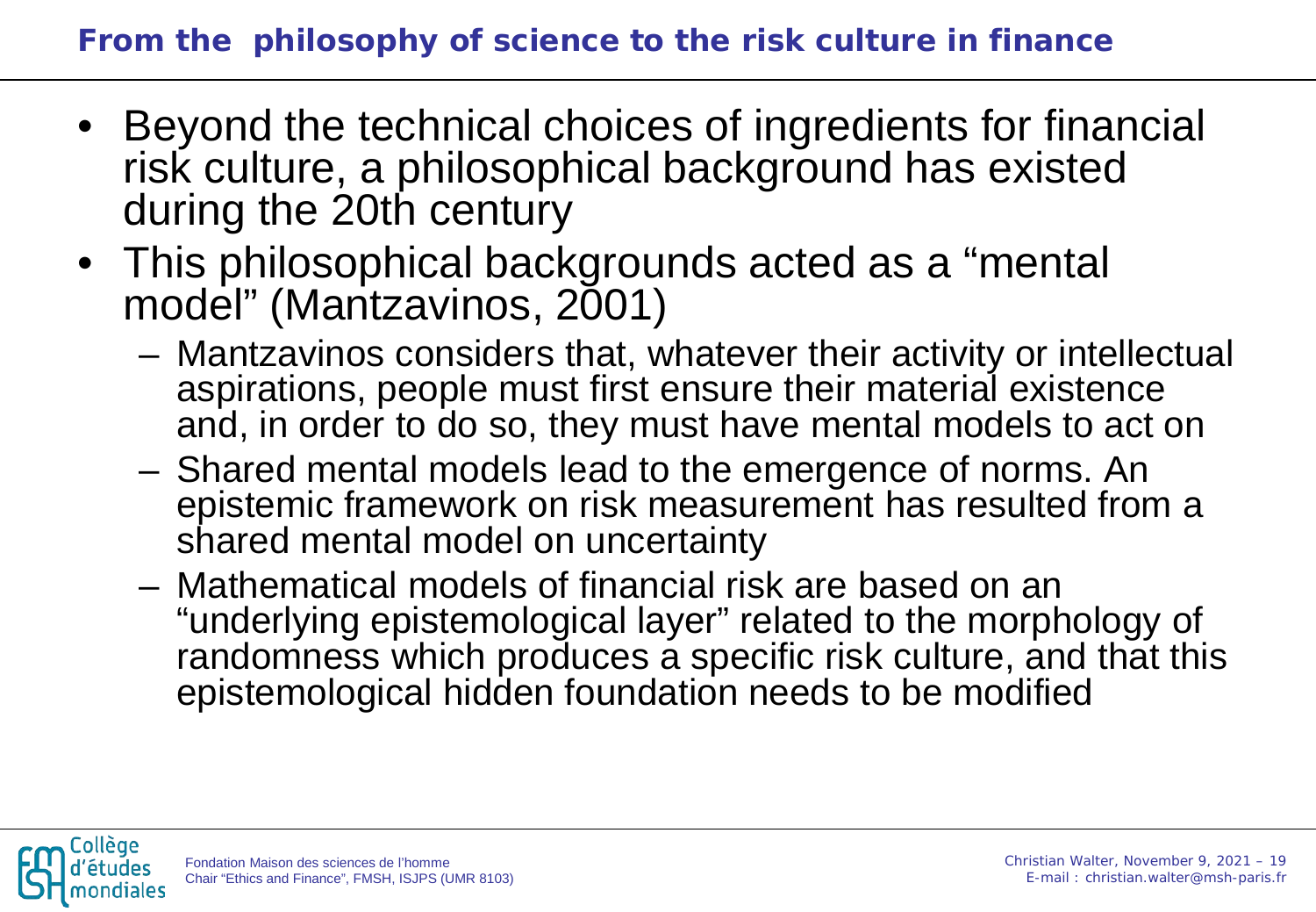## From the philosophy of science to the risk culture in finance

- Beyond the technical choices of ingredients for financial risk culture, a philosophical background has existed during the 20th century
- This philosophical backgrounds acted as a "mental model" (Mantzavinos, 2001)
  - Mantzavinos considers that, whatever their activity or intellectual aspirations, people must first ensure their material existence and, in order to do so, they must have mental models to act on
  - Shared mental models lead to the emergence of norms. An epistemic framework on risk measurement has resulted from a shared mental model on uncertainty
  - Mathematical models of financial risk are based on an "underlying epistemological layer" related to the morphology of randomness which produces a specific risk culture, and that this epistemological hidden foundation needs to be modified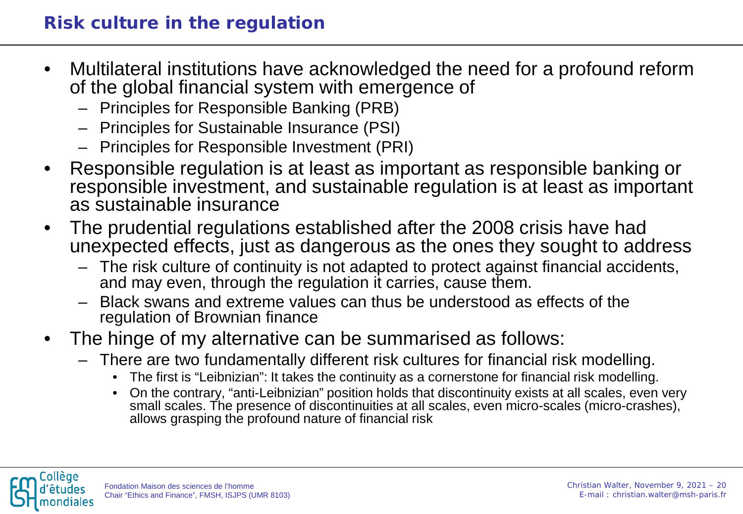# Risk culture in the regulation

- Multilateral institutions have acknowledged the need for a profound reform of the global financial system with emergence of
  - Principles for Responsible Banking (PRB)
  - Principles for Sustainable Insurance (PSI)
  - Principles for Responsible Investment (PRI)
- Responsible regulation is at least as important as responsible banking or responsible investment, and sustainable regulation is at least as important as sustainable insurance
- The prudential regulations established after the 2008 crisis have had unexpected effects, just as dangerous as the ones they sought to address
  - The risk culture of continuity is not adapted to protect against financial accidents, and may even, through the regulation it carries, cause them.
  - Black swans and extreme values can thus be understood as effects of the regulation of Brownian finance
- The hinge of my alternative can be summarised as follows:
  - There are two fundamentally different risk cultures for financial risk modelling.
    - The first is "Leibnizian": It takes the continuity as a cornerstone for financial risk modelling.
    - On the contrary, "anti-Leibnizian" position holds that discontinuity exists at all scales, even very small scales. The presence of discontinuities at all scales, even micro-scales (micro-crashes), allows grasping the profound nature of financial risk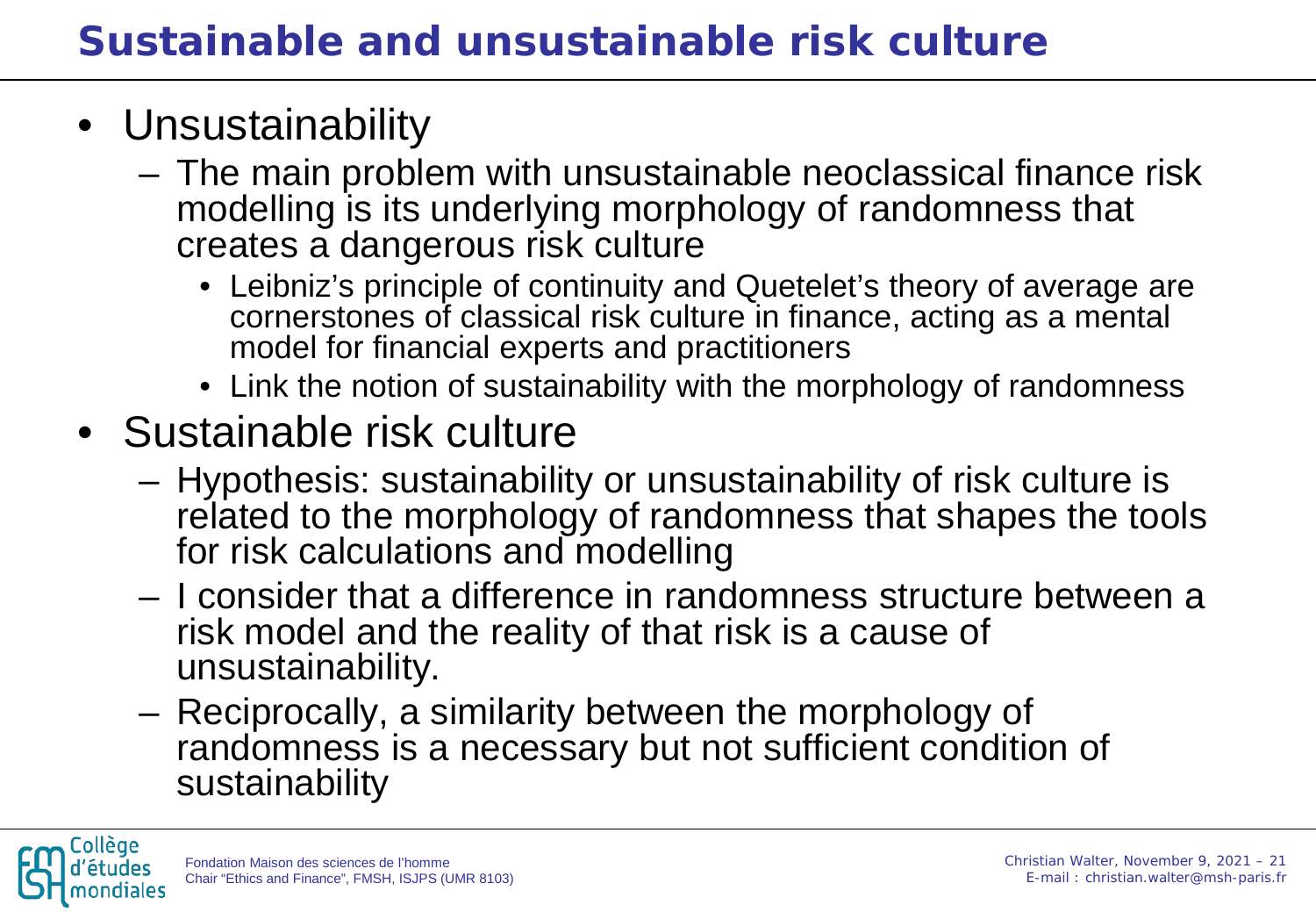# Sustainable and unsustainable risk culture

- Unsustainability
  - The main problem with unsustainable neoclassical finance risk modelling is its underlying morphology of randomness that creates a dangerous risk culture
    - Leibniz's principle of continuity and Quetelet's theory of average are cornerstones of classical risk culture in finance, acting as a mental model for financial experts and practitioners
    - Link the notion of sustainability with the morphology of randomness
- Sustainable risk culture
  - Hypothesis: sustainability or unsustainability of risk culture is related to the morphology of randomness that shapes the tools for risk calculations and modelling
  - I consider that a difference in randomness structure between a risk model and the reality of that risk is a cause of unsustainability.
  - Reciprocally, a similarity between the morphology of randomness is a necessary but not sufficient condition of sustainability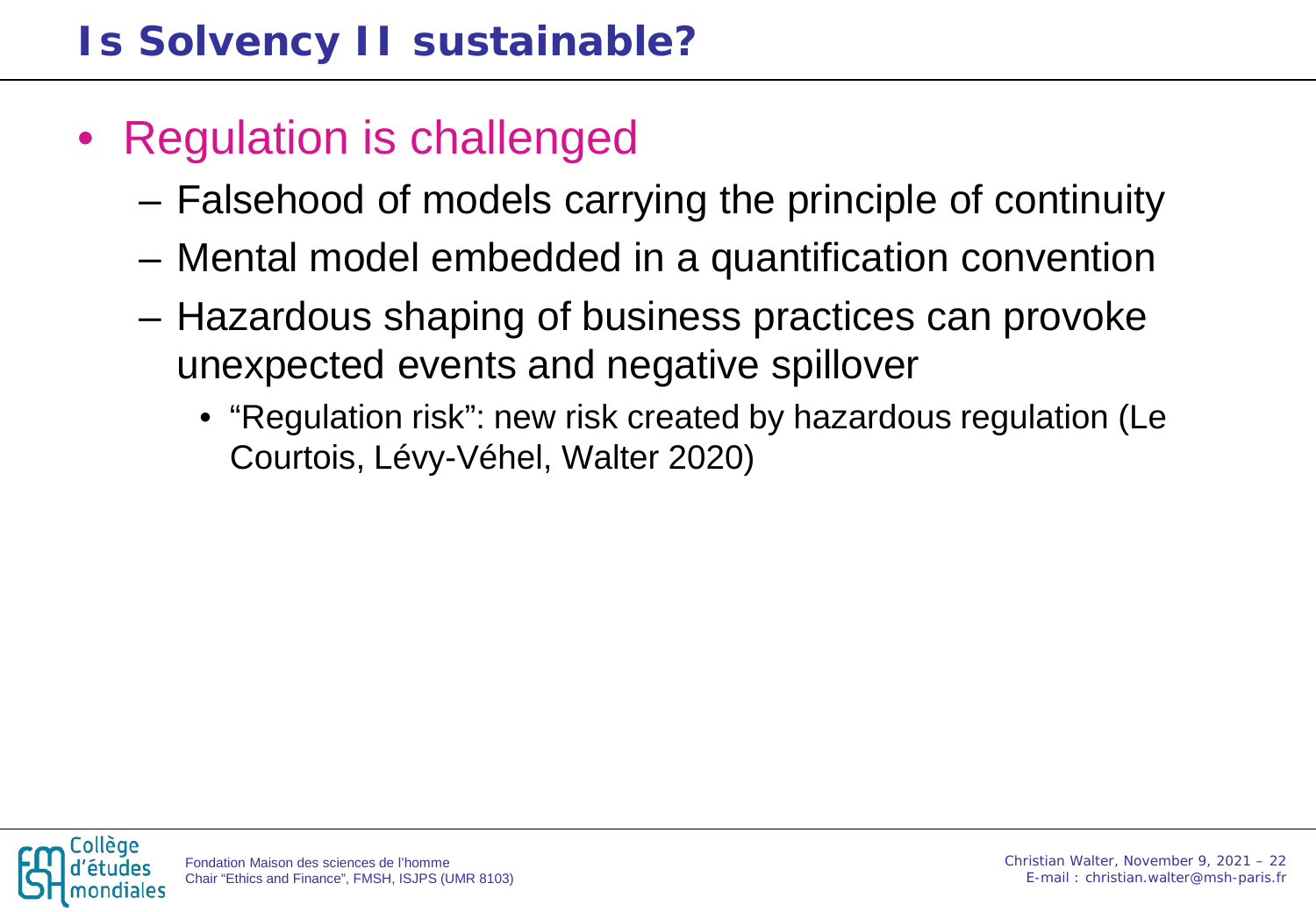# Is Solvency II sustainable?

- Regulation is challenged
  - Falsehood of models carrying the principle of continuity
  - Mental model embedded in a quantification convention
  - Hazardous shaping of business practices can provoke unexpected events and negative spillover
    - "Regulation risk": new risk created by hazardous regulation (Le Courtois, Lévy-Véhel, Walter 2020)